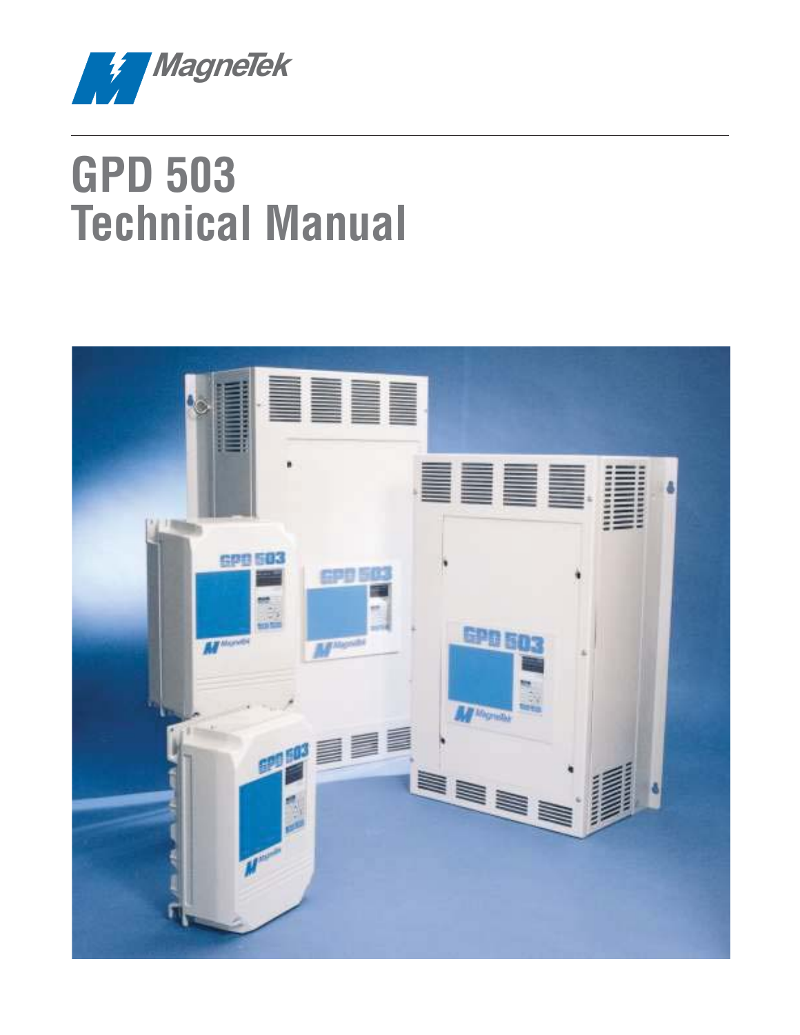MagneTek

# GPD 503 Technical Manual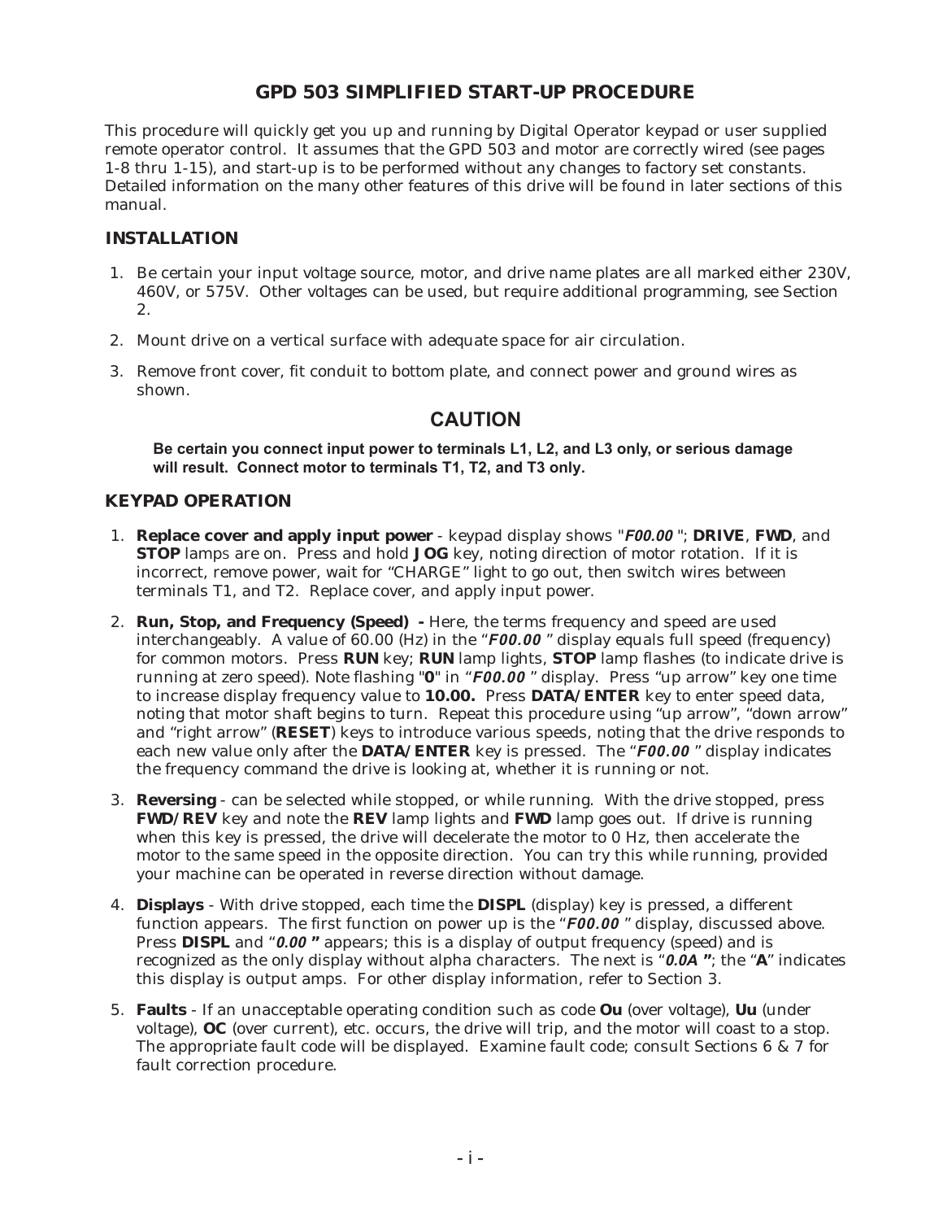# GPD 503 SIMPLIFIED START-UP PROCEDURE

This procedure will quickly get you up and running by Digital Operator keypad or user supplied remote operator control. It assumes that the GPD 503 and motor are correctly wired (see pages 1-8 thru 1-15), and start-up is to be performed without any changes to factory set constants. Detailed information on the many other features of this drive will be found in later sections of this manual.

## INSTALLATION

1. Be certain your input voltage source, motor, and drive name plates are all marked either 230V, 460V, or 575V. Other voltages can be used, but require additional programming, see Section 2.
2. Mount drive on a vertical surface with adequate space for air circulation.
3. Remove front cover, fit conduit to bottom plate, and connect power and ground wires as shown.

### CAUTION

**Be certain you connect input power to terminals L1, L2, and L3 only, or serious damage will result. Connect motor to terminals T1, T2, and T3 only.**

## KEYPAD OPERATION

1. **Replace cover and apply input power** - keypad display shows "***F00.00***"; **DRIVE**, **FWD**, and **STOP** lamps are on. Press and hold **JOG** key, noting direction of motor rotation. If it is incorrect, remove power, wait for "CHARGE" light to go out, then switch wires between terminals T1, and T2. Replace cover, and apply input power.
2. **Run, Stop, and Frequency (Speed) -** Here, the terms frequency and speed are used interchangeably. A value of 60.00 (Hz) in the "***F00.00***" display equals full speed (frequency) for common motors. Press **RUN** key; **RUN** lamp lights, **STOP** lamp flashes (to indicate drive is running at zero speed). Note flashing "**0**" in "***F00.00***" display. Press "up arrow" key one time to increase display frequency value to **10.00.** Press **DATA/ENTER** key to enter speed data, noting that motor shaft begins to turn. Repeat this procedure using "up arrow", "down arrow" and "right arrow" (**RESET**) keys to introduce various speeds, noting that the drive responds to each new value only after the **DATA/ENTER** key is pressed. The "***F00.00***" display indicates the frequency command the drive is looking at, whether it is running or not.
3. **Reversing** - can be selected while stopped, or while running. With the drive stopped, press **FWD/REV** key and note the **REV** lamp lights and **FWD** lamp goes out. If drive is running when this key is pressed, the drive will decelerate the motor to 0 Hz, then accelerate the motor to the same speed in the opposite direction. You can try this while running, provided your machine can be operated in reverse direction without damage.
4. **Displays** - With drive stopped, each time the **DISPL** (display) key is pressed, a different function appears. The first function on power up is the "***F00.00***" display, discussed above. Press **DISPL** and "***0.00***" appears; this is a display of output frequency (speed) and is recognized as the only display without alpha characters. The next is "***0.0A***"; the "**A**" indicates this display is output amps. For other display information, refer to Section 3.
5. **Faults** - If an unacceptable operating condition such as code **Ou** (over voltage), **Uu** (under voltage), **OC** (over current), etc. occurs, the drive will trip, and the motor will coast to a stop. The appropriate fault code will be displayed. Examine fault code; consult Sections 6 & 7 for fault correction procedure.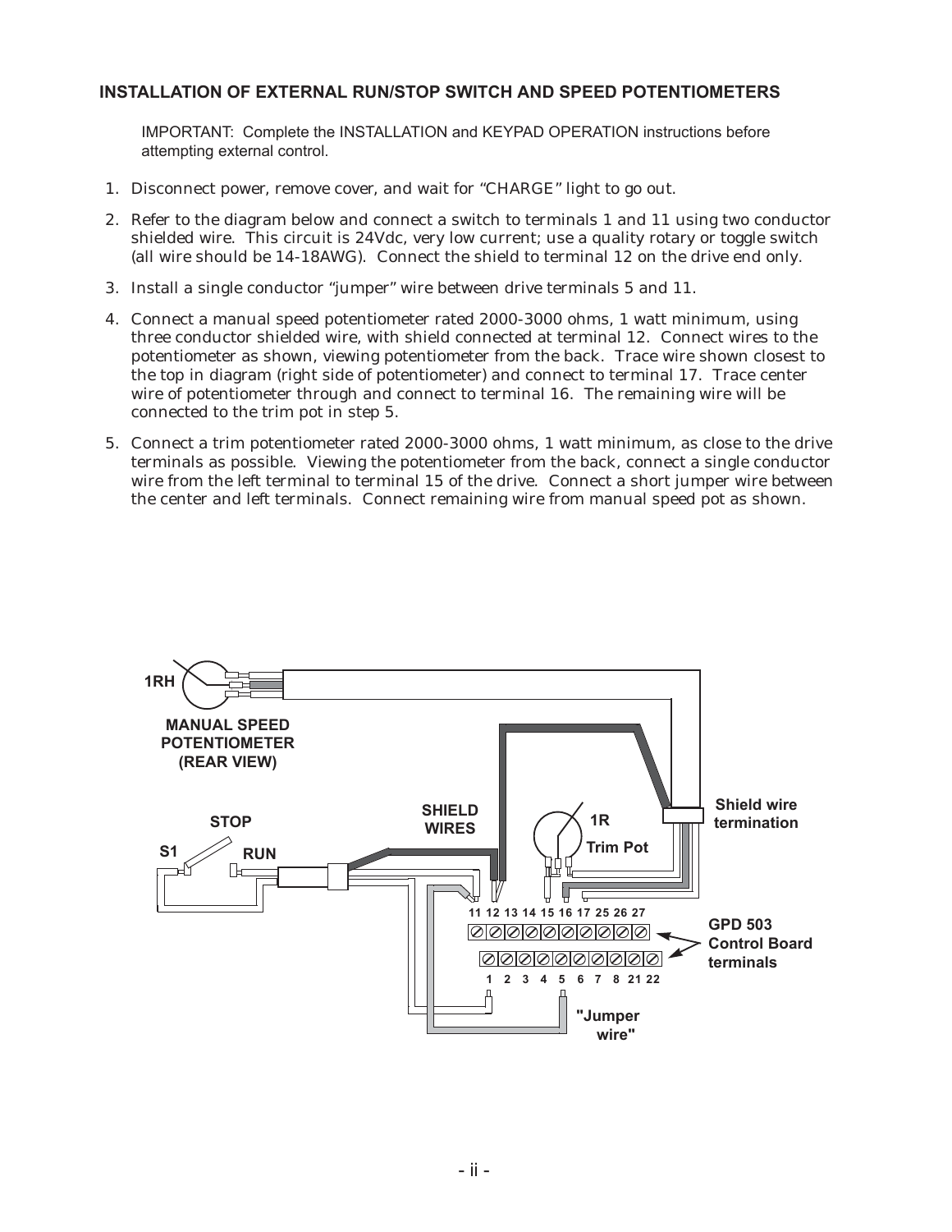## INSTALLATION OF EXTERNAL RUN/STOP SWITCH AND SPEED POTENTIOMETERS

IMPORTANT: Complete the INSTALLATION and KEYPAD OPERATION instructions before attempting external control.

1. Disconnect power, remove cover, and wait for "CHARGE" light to go out.
2. Refer to the diagram below and connect a switch to terminals 1 and 11 using two conductor shielded wire. This circuit is 24Vdc, very low current; use a quality rotary or toggle switch (all wire should be 14-18AWG). Connect the shield to terminal 12 on the drive end only.
3. Install a single conductor "jumper" wire between drive terminals 5 and 11.
4. Connect a manual speed potentiometer rated 2000-3000 ohms, 1 watt minimum, using three conductor shielded wire, with shield connected at terminal 12. Connect wires to the potentiometer as shown, viewing potentiometer from the back. Trace wire shown closest to the top in diagram (right side of potentiometer) and connect to terminal 17. Trace center wire of potentiometer through and connect to terminal 16. The remaining wire will be connected to the trim pot in step 5.
5. Connect a trim potentiometer rated 2000-3000 ohms, 1 watt minimum, as close to the drive terminals as possible. Viewing the potentiometer from the back, connect a single conductor wire from the left terminal to terminal 15 of the drive. Connect a short jumper wire between the center and left terminals. Connect remaining wire from manual speed pot as shown.

1RH

MANUAL SPEED POTENTIOMETER (REAR VIEW)

STOP

S1

RUN

SHIELD WIRES

1R

Trim Pot

Shield wire termination

11 12 13 14 15 16 17 25 26 27

GPD 503 Control Board terminals

1 2 3 4 5 6 7 8 21 22

"Jumper wire"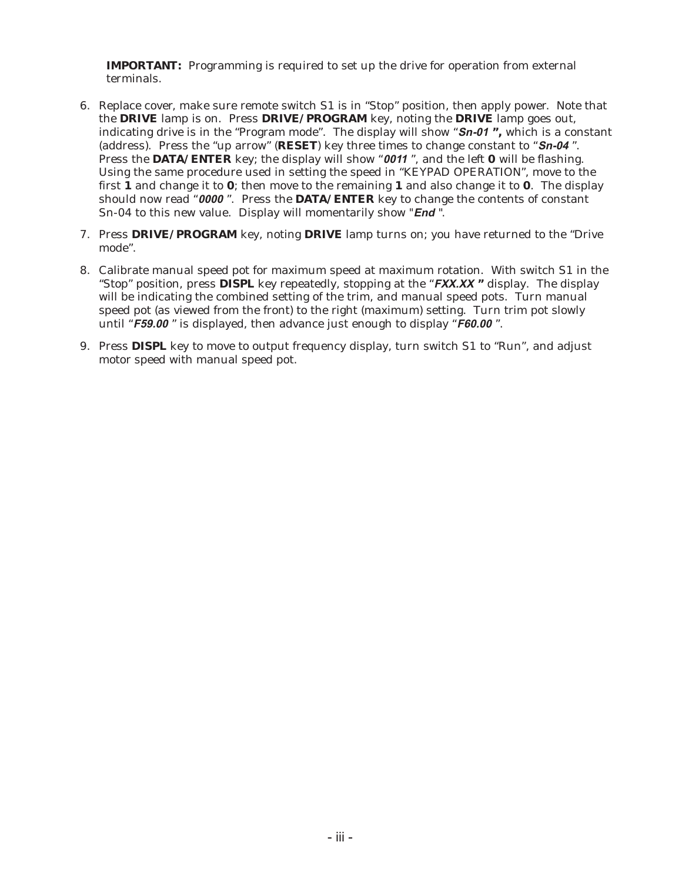**IMPORTANT:** Programming is required to set up the drive for operation from external terminals.

6. Replace cover, make sure remote switch S1 is in "Stop" position, then apply power. Note that the **DRIVE** lamp is on. Press **DRIVE/PROGRAM** key, noting the **DRIVE** lamp goes out, indicating drive is in the "Program mode". The display will show "***Sn-01* ",** which is a constant (address). Press the "up arrow" (**RESET**) key three times to change constant to "***Sn-04*** ". Press the **DATA/ENTER** key; the display will show "***0011*** ", and the left **0** will be flashing. Using the same procedure used in setting the speed in "KEYPAD OPERATION", move to the first **1** and change it to **0**; then move to the remaining **1** and also change it to **0**. The display should now read "***0000*** ". Press the **DATA/ENTER** key to change the contents of constant Sn-04 to this new value. Display will momentarily show "***End*** ".

7. Press **DRIVE/PROGRAM** key, noting **DRIVE** lamp turns on; you have returned to the "Drive mode".

8. Calibrate manual speed pot for maximum speed at maximum rotation. With switch S1 in the "Stop" position, press **DISPL** key repeatedly, stopping at the "***FXX.XX* "** display. The display will be indicating the combined setting of the trim, and manual speed pots. Turn manual speed pot (as viewed from the front) to the right (maximum) setting. Turn trim pot slowly until "***F59.00*** " is displayed, then advance just enough to display "***F60.00*** ".

9. Press **DISPL** key to move to output frequency display, turn switch S1 to "Run", and adjust motor speed with manual speed pot.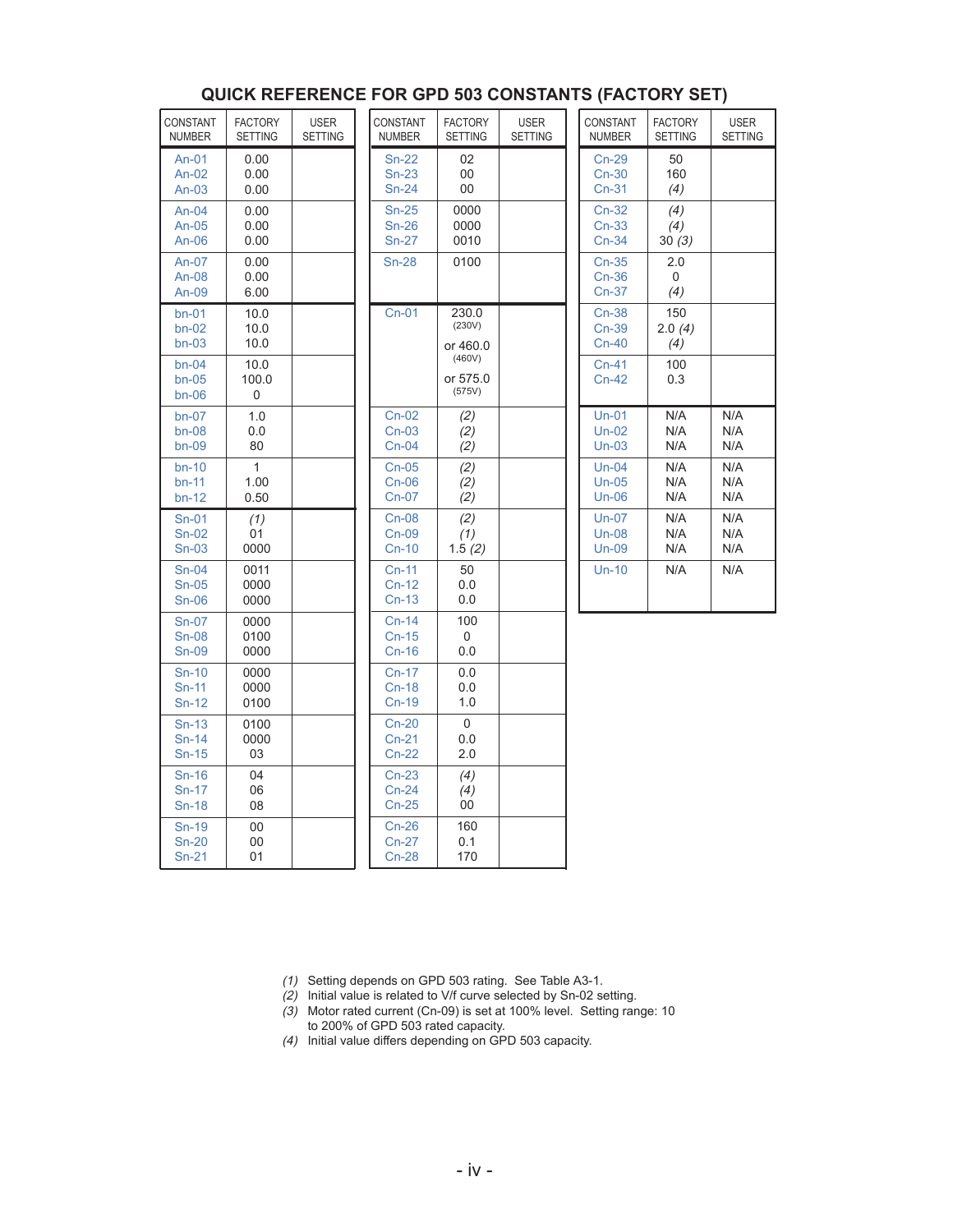# QUICK REFERENCE FOR GPD 503 CONSTANTS (FACTORY SET)

| CONSTANT NUMBER | FACTORY SETTING | USER SETTING |
|---|---|---|
| An-01 | 0.00 | |
| An-02 | 0.00 | |
| An-03 | 0.00 | |
| An-04 | 0.00 | |
| An-05 | 0.00 | |
| An-06 | 0.00 | |
| An-07 | 0.00 | |
| An-08 | 0.00 | |
| An-09 | 6.00 | |
| bn-01 | 10.0 | |
| bn-02 | 10.0 | |
| bn-03 | 10.0 | |
| bn-04 | 10.0 | |
| bn-05 | 100.0 | |
| bn-06 | 0 | |
| bn-07 | 1.0 | |
| bn-08 | 0.0 | |
| bn-09 | 80 | |
| bn-10 | 1 | |
| bn-11 | 1.00 | |
| bn-12 | 0.50 | |
| Sn-01 | *(1)* | |
| Sn-02 | 01 | |
| Sn-03 | 0000 | |
| Sn-04 | 0011 | |
| Sn-05 | 0000 | |
| Sn-06 | 0000 | |
| Sn-07 | 0000 | |
| Sn-08 | 0100 | |
| Sn-09 | 0000 | |
| Sn-10 | 0000 | |
| Sn-11 | 0000 | |
| Sn-12 | 0100 | |
| Sn-13 | 0100 | |
| Sn-14 | 0000 | |
| Sn-15 | 03 | |
| Sn-16 | 04 | |
| Sn-17 | 06 | |
| Sn-18 | 08 | |
| Sn-19 | 00 | |
| Sn-20 | 00 | |
| Sn-21 | 01 | |

| CONSTANT NUMBER | FACTORY SETTING | USER SETTING |
|---|---|---|
| Sn-22 | 02 | |
| Sn-23 | 00 | |
| Sn-24 | 00 | |
| Sn-25 | 0000 | |
| Sn-26 | 0000 | |
| Sn-27 | 0010 | |
| Sn-28 | 0100 | |
| Cn-01 | 230.0 (230V) or 460.0 (460V) or 575.0 (575V) | |
| Cn-02 | *(2)* | |
| Cn-03 | *(2)* | |
| Cn-04 | *(2)* | |
| Cn-05 | *(2)* | |
| Cn-06 | *(2)* | |
| Cn-07 | *(2)* | |
| Cn-08 | *(2)* | |
| Cn-09 | *(1)* | |
| Cn-10 | 1.5 *(2)* | |
| Cn-11 | 50 | |
| Cn-12 | 0.0 | |
| Cn-13 | 0.0 | |
| Cn-14 | 100 | |
| Cn-15 | 0 | |
| Cn-16 | 0.0 | |
| Cn-17 | 0.0 | |
| Cn-18 | 0.0 | |
| Cn-19 | 1.0 | |
| Cn-20 | 0 | |
| Cn-21 | 0.0 | |
| Cn-22 | 2.0 | |
| Cn-23 | *(4)* | |
| Cn-24 | *(4)* | |
| Cn-25 | 00 | |
| Cn-26 | 160 | |
| Cn-27 | 0.1 | |
| Cn-28 | 170 | |

| CONSTANT NUMBER | FACTORY SETTING | USER SETTING |
|---|---|---|
| Cn-29 | 50 | |
| Cn-30 | 160 | |
| Cn-31 | *(4)* | |
| Cn-32 | *(4)* | |
| Cn-33 | *(4)* | |
| Cn-34 | 30 *(3)* | |
| Cn-35 | 2.0 | |
| Cn-36 | 0 | |
| Cn-37 | *(4)* | |
| Cn-38 | 150 | |
| Cn-39 | 2.0 *(4)* | |
| Cn-40 | *(4)* | |
| Cn-41 | 100 | |
| Cn-42 | 0.3 | |
| Un-01 | N/A | N/A |
| Un-02 | N/A | N/A |
| Un-03 | N/A | N/A |
| Un-04 | N/A | N/A |
| Un-05 | N/A | N/A |
| Un-06 | N/A | N/A |
| Un-07 | N/A | N/A |
| Un-08 | N/A | N/A |
| Un-09 | N/A | N/A |
| Un-10 | N/A | N/A |

*(1)* Setting depends on GPD 503 rating. See Table A3-1.
*(2)* Initial value is related to V/f curve selected by Sn-02 setting.
*(3)* Motor rated current (Cn-09) is set at 100% level. Setting range: 10 to 200% of GPD 503 rated capacity.
*(4)* Initial value differs depending on GPD 503 capacity.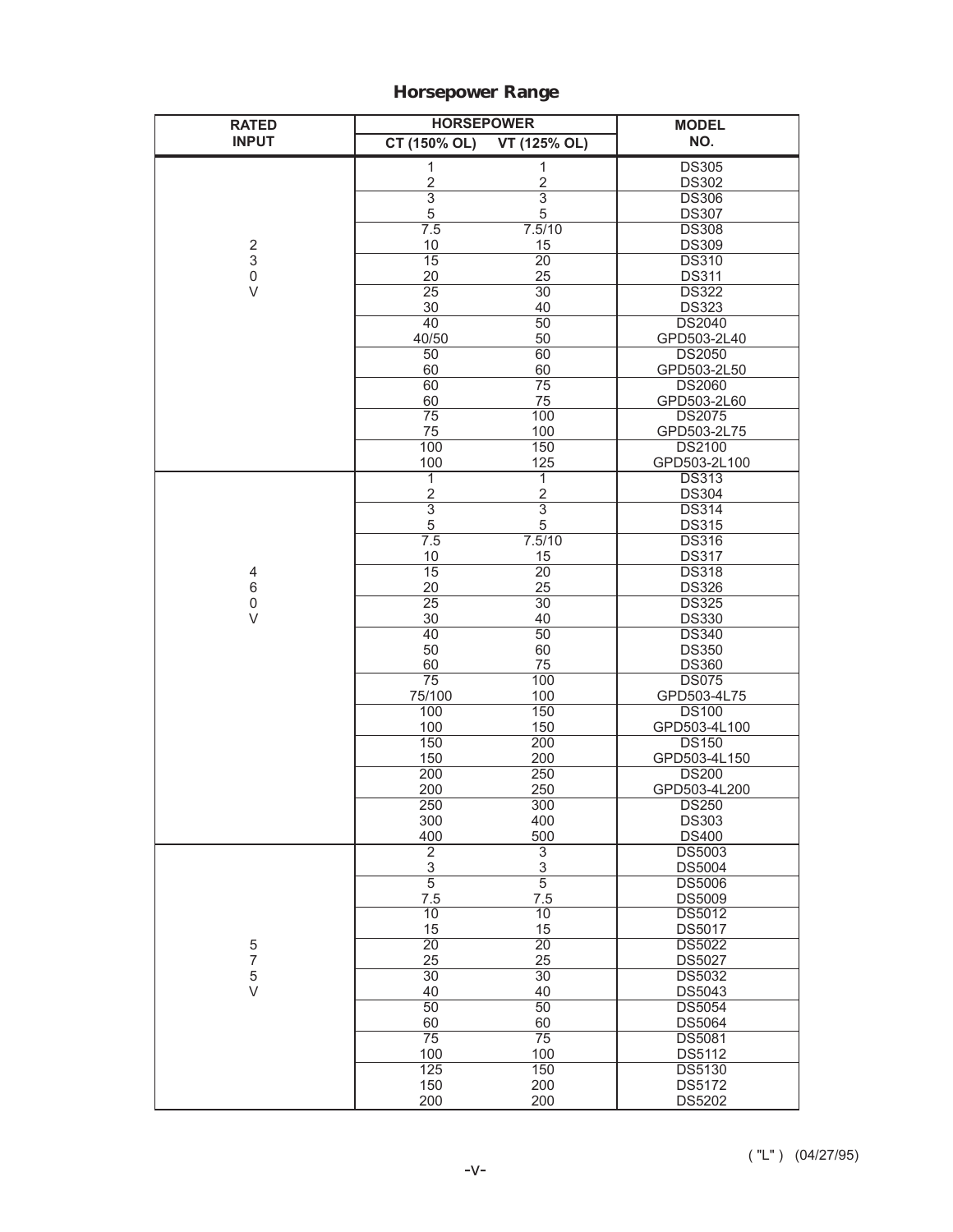## Horsepower Range

| RATED INPUT | HORSEPOWER CT (150% OL) | HORSEPOWER VT (125% OL) | MODEL NO. |
|---|---|---|---|
| 230V | 1 | 1 | DS305 |
| | 2 | 2 | DS302 |
| | 3 | 3 | DS306 |
| | 5 | 5 | DS307 |
| | 7.5 | 7.5/10 | DS308 |
| | 10 | 15 | DS309 |
| | 15 | 20 | DS310 |
| | 20 | 25 | DS311 |
| | 25 | 30 | DS322 |
| | 30 | 40 | DS323 |
| | 40 | 50 | DS2040 |
| | 40/50 | 50 | GPD503-2L40 |
| | 50 | 60 | DS2050 |
| | 60 | 60 | GPD503-2L50 |
| | 60 | 75 | DS2060 |
| | 60 | 75 | GPD503-2L60 |
| | 75 | 100 | DS2075 |
| | 75 | 100 | GPD503-2L75 |
| | 100 | 150 | DS2100 |
| | 100 | 125 | GPD503-2L100 |
| 460V | 1 | 1 | DS313 |
| | 2 | 2 | DS304 |
| | 3 | 3 | DS314 |
| | 5 | 5 | DS315 |
| | 7.5 | 7.5/10 | DS316 |
| | 10 | 15 | DS317 |
| | 15 | 20 | DS318 |
| | 20 | 25 | DS326 |
| | 25 | 30 | DS325 |
| | 30 | 40 | DS330 |
| | 40 | 50 | DS340 |
| | 50 | 60 | DS350 |
| | 60 | 75 | DS360 |
| | 75 | 100 | DS075 |
| | 75/100 | 100 | GPD503-4L75 |
| | 100 | 150 | DS100 |
| | 100 | 150 | GPD503-4L100 |
| | 150 | 200 | DS150 |
| | 150 | 200 | GPD503-4L150 |
| | 200 | 250 | DS200 |
| | 200 | 250 | GPD503-4L200 |
| | 250 | 300 | DS250 |
| | 300 | 400 | DS303 |
| | 400 | 500 | DS400 |
| 575V | 2 | 3 | DS5003 |
| | 3 | 3 | DS5004 |
| | 5 | 5 | DS5006 |
| | 7.5 | 7.5 | DS5009 |
| | 10 | 10 | DS5012 |
| | 15 | 15 | DS5017 |
| | 20 | 20 | DS5022 |
| | 25 | 25 | DS5027 |
| | 30 | 30 | DS5032 |
| | 40 | 40 | DS5043 |
| | 50 | 50 | DS5054 |
| | 60 | 60 | DS5064 |
| | 75 | 75 | DS5081 |
| | 100 | 100 | DS5112 |
| | 125 | 150 | DS5130 |
| | 150 | 200 | DS5172 |
| | 200 | 200 | DS5202 |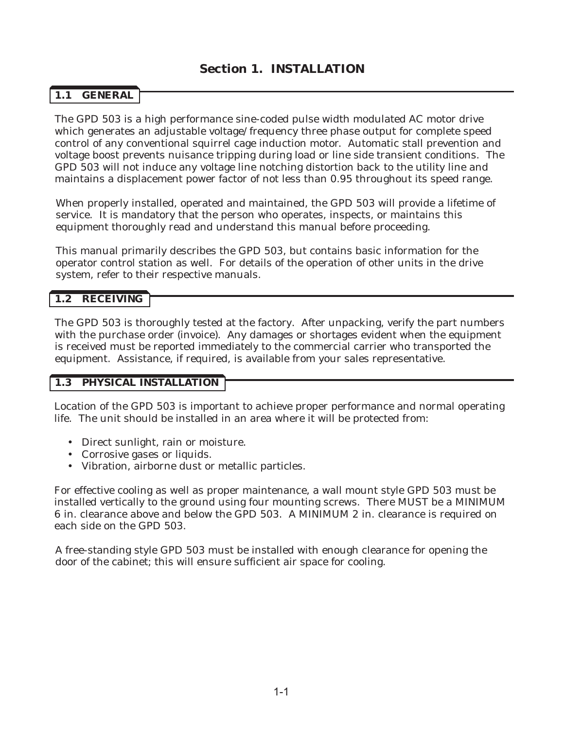# Section 1. INSTALLATION

## 1.1 GENERAL

The GPD 503 is a high performance sine-coded pulse width modulated AC motor drive which generates an adjustable voltage/frequency three phase output for complete speed control of any conventional squirrel cage induction motor. Automatic stall prevention and voltage boost prevents nuisance tripping during load or line side transient conditions. The GPD 503 will not induce any voltage line notching distortion back to the utility line and maintains a displacement power factor of not less than 0.95 throughout its speed range.

When properly installed, operated and maintained, the GPD 503 will provide a lifetime of service. It is mandatory that the person who operates, inspects, or maintains this equipment thoroughly read and understand this manual before proceeding.

This manual primarily describes the GPD 503, but contains basic information for the operator control station as well. For details of the operation of other units in the drive system, refer to their respective manuals.

## 1.2 RECEIVING

The GPD 503 is thoroughly tested at the factory. After unpacking, verify the part numbers with the purchase order (invoice). Any damages or shortages evident when the equipment is received must be reported immediately to the commercial carrier who transported the equipment. Assistance, if required, is available from your sales representative.

## 1.3 PHYSICAL INSTALLATION

Location of the GPD 503 is important to achieve proper performance and normal operating life. The unit should be installed in an area where it will be protected from:

- Direct sunlight, rain or moisture.
- Corrosive gases or liquids.
- Vibration, airborne dust or metallic particles.

For effective cooling as well as proper maintenance, a wall mount style GPD 503 must be installed vertically to the ground using four mounting screws. There MUST be a MINIMUM 6 in. clearance above and below the GPD 503. A MINIMUM 2 in. clearance is required on each side on the GPD 503.

A free-standing style GPD 503 must be installed with enough clearance for opening the door of the cabinet; this will ensure sufficient air space for cooling.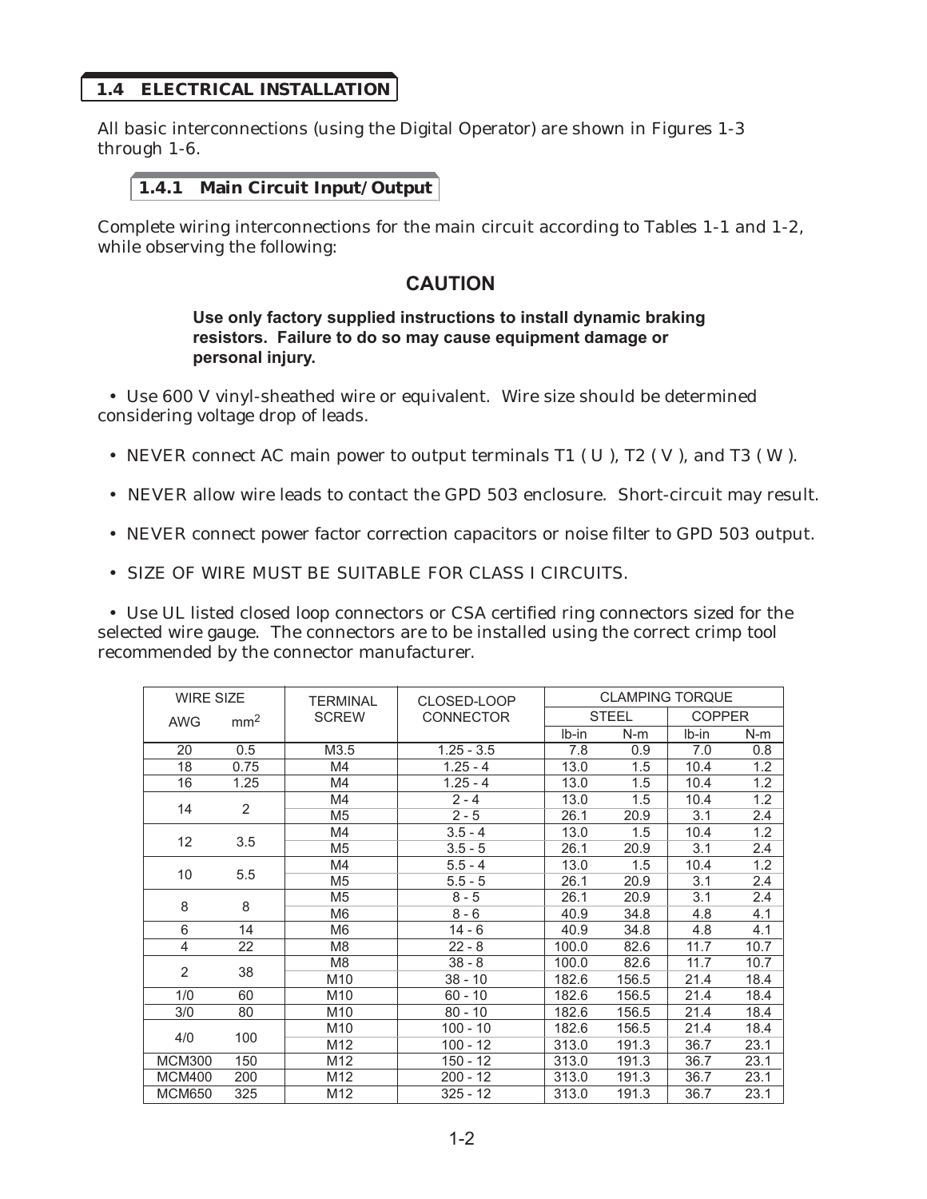## 1.4 ELECTRICAL INSTALLATION

All basic interconnections (using the Digital Operator) are shown in Figures 1-3 through 1-6.

### 1.4.1 Main Circuit Input/Output

Complete wiring interconnections for the main circuit according to Tables 1-1 and 1-2, while observing the following:

**CAUTION**

**Use only factory supplied instructions to install dynamic braking resistors. Failure to do so may cause equipment damage or personal injury.**

- Use 600 V vinyl-sheathed wire or equivalent. Wire size should be determined considering voltage drop of leads.
- NEVER connect AC main power to output terminals T1 ( U ), T2 ( V ), and T3 ( W ).
- NEVER allow wire leads to contact the GPD 503 enclosure. Short-circuit may result.
- NEVER connect power factor correction capacitors or noise filter to GPD 503 output.
- SIZE OF WIRE MUST BE SUITABLE FOR CLASS I CIRCUITS.
- Use UL listed closed loop connectors or CSA certified ring connectors sized for the selected wire gauge. The connectors are to be installed using the correct crimp tool recommended by the connector manufacturer.

| WIRE SIZE | | TERMINAL SCREW | CLOSED-LOOP CONNECTOR | CLAMPING TORQUE | | | |
|---|---|---|---|---|---|---|---|
| | | | | STEEL | | COPPER | |
| AWG | $mm^2$ | | | lb-in | N-m | lb-in | N-m |
| 20 | 0.5 | M3.5 | 1.25 - 3.5 | 7.8 | 0.9 | 7.0 | 0.8 |
| 18 | 0.75 | M4 | 1.25 - 4 | 13.0 | 1.5 | 10.4 | 1.2 |
| 16 | 1.25 | M4 | 1.25 - 4 | 13.0 | 1.5 | 10.4 | 1.2 |
| 14 | 2 | M4 | 2 - 4 | 13.0 | 1.5 | 10.4 | 1.2 |
| | | M5 | 2 - 5 | 26.1 | 20.9 | 3.1 | 2.4 |
| 12 | 3.5 | M4 | 3.5 - 4 | 13.0 | 1.5 | 10.4 | 1.2 |
| | | M5 | 3.5 - 5 | 26.1 | 20.9 | 3.1 | 2.4 |
| 10 | 5.5 | M4 | 5.5 - 4 | 13.0 | 1.5 | 10.4 | 1.2 |
| | | M5 | 5.5 - 5 | 26.1 | 20.9 | 3.1 | 2.4 |
| 8 | 8 | M5 | 8 - 5 | 26.1 | 20.9 | 3.1 | 2.4 |
| | | M6 | 8 - 6 | 40.9 | 34.8 | 4.8 | 4.1 |
| 6 | 14 | M6 | 14 - 6 | 40.9 | 34.8 | 4.8 | 4.1 |
| 4 | 22 | M8 | 22 - 8 | 100.0 | 82.6 | 11.7 | 10.7 |
| 2 | 38 | M8 | 38 - 8 | 100.0 | 82.6 | 11.7 | 10.7 |
| | | M10 | 38 - 10 | 182.6 | 156.5 | 21.4 | 18.4 |
| 1/0 | 60 | M10 | 60 - 10 | 182.6 | 156.5 | 21.4 | 18.4 |
| 3/0 | 80 | M10 | 80 - 10 | 182.6 | 156.5 | 21.4 | 18.4 |
| 4/0 | 100 | M10 | 100 - 10 | 182.6 | 156.5 | 21.4 | 18.4 |
| | | M12 | 100 - 12 | 313.0 | 191.3 | 36.7 | 23.1 |
| MCM300 | 150 | M12 | 150 - 12 | 313.0 | 191.3 | 36.7 | 23.1 |
| MCM400 | 200 | M12 | 200 - 12 | 313.0 | 191.3 | 36.7 | 23.1 |
| MCM650 | 325 | M12 | 325 - 12 | 313.0 | 191.3 | 36.7 | 23.1 |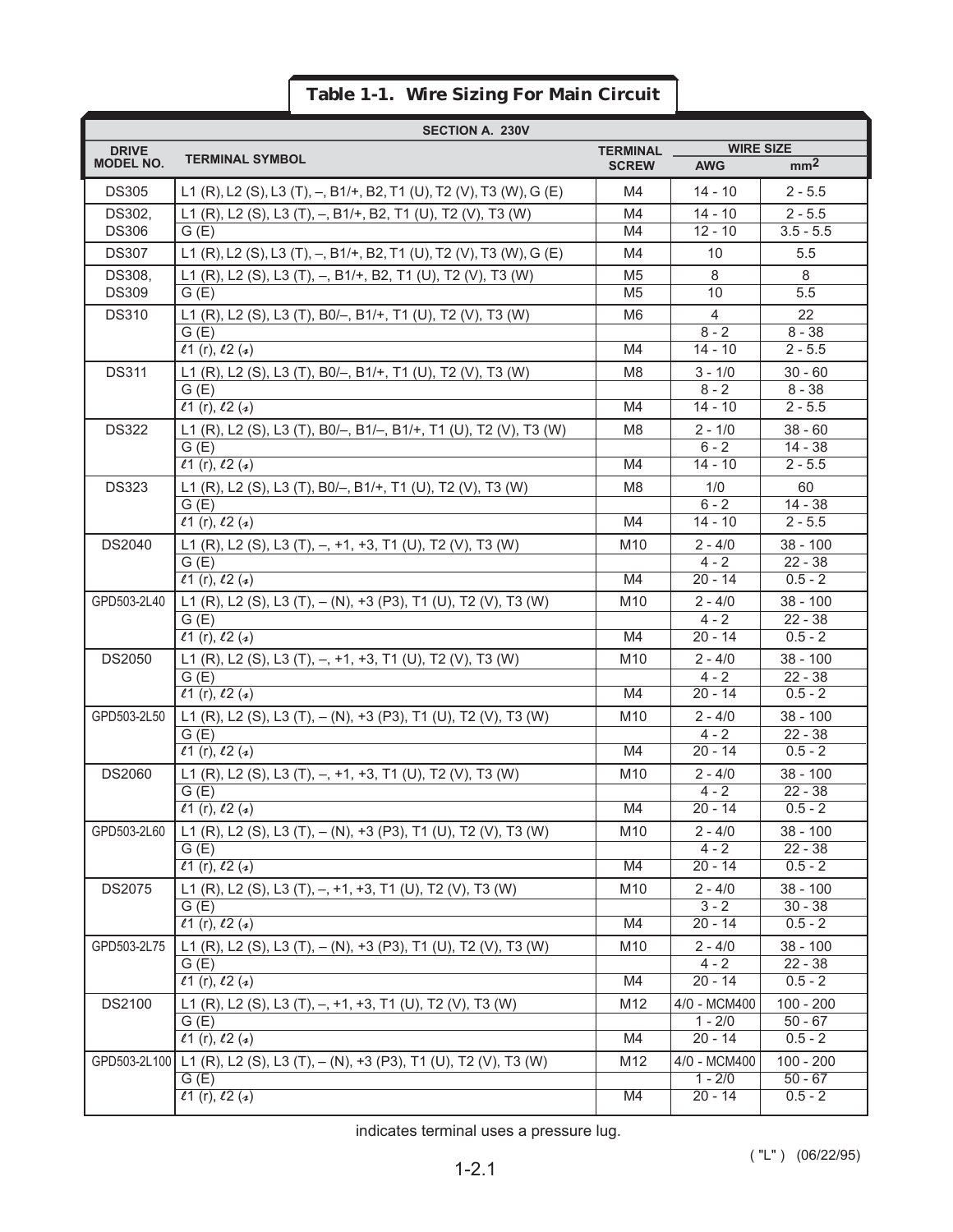## Table 1-1. Wire Sizing For Main Circuit

| DRIVE MODEL NO. | TERMINAL SYMBOL | TERMINAL SCREW | WIRE SIZE AWG | WIRE SIZE mm2 |
|---|---|---|---|---|
| **SECTION A. 230V** | | | | |
| DS305 | L1 (R), L2 (S), L3 (T), –, B1/+, B2, T1 (U), T2 (V), T3 (W), G (E) | M4 | 14 - 10 | 2 - 5.5 |
| DS302, DS306 | L1 (R), L2 (S), L3 (T), –, B1/+, B2, T1 (U), T2 (V), T3 (W) | M4 | 14 - 10 | 2 - 5.5 |
| | G (E) | M4 | 12 - 10 | 3.5 - 5.5 |
| DS307 | L1 (R), L2 (S), L3 (T), –, B1/+, B2, T1 (U), T2 (V), T3 (W), G (E) | M4 | 10 | 5.5 |
| DS308, DS309 | L1 (R), L2 (S), L3 (T), –, B1/+, B2, T1 (U), T2 (V), T3 (W) | M5 | 8 | 8 |
| | G (E) | M5 | 10 | 5.5 |
| DS310 | L1 (R), L2 (S), L3 (T), B0/–, B1/+, T1 (U), T2 (V), T3 (W) | M6 | 4 | 22 |
| | G (E) | | 8 - 2 | 8 - 38 |
| | ℓ1 (r), ℓ2 (ɹ) | M4 | 14 - 10 | 2 - 5.5 |
| DS311 | L1 (R), L2 (S), L3 (T), B0/–, B1/+, T1 (U), T2 (V), T3 (W) | M8 | 3 - 1/0 | 30 - 60 |
| | G (E) | | 8 - 2 | 8 - 38 |
| | ℓ1 (r), ℓ2 (ɹ) | M4 | 14 - 10 | 2 - 5.5 |
| DS322 | L1 (R), L2 (S), L3 (T), B0/–, B1/–, B1/+, T1 (U), T2 (V), T3 (W) | M8 | 2 - 1/0 | 38 - 60 |
| | G (E) | | 6 - 2 | 14 - 38 |
| | ℓ1 (r), ℓ2 (ɹ) | M4 | 14 - 10 | 2 - 5.5 |
| DS323 | L1 (R), L2 (S), L3 (T), B0/–, B1/+, T1 (U), T2 (V), T3 (W) | M8 | 1/0 | 60 |
| | G (E) | | 6 - 2 | 14 - 38 |
| | ℓ1 (r), ℓ2 (ɹ) | M4 | 14 - 10 | 2 - 5.5 |
| DS2040 | L1 (R), L2 (S), L3 (T), –, +1, +3, T1 (U), T2 (V), T3 (W) | M10 | 2 - 4/0 | 38 - 100 |
| | G (E) | | 4 - 2 | 22 - 38 |
| | ℓ1 (r), ℓ2 (ɹ) | M4 | 20 - 14 | 0.5 - 2 |
| GPD503-2L40 | L1 (R), L2 (S), L3 (T), – (N), +3 (P3), T1 (U), T2 (V), T3 (W) | M10 | 2 - 4/0 | 38 - 100 |
| | G (E) | | 4 - 2 | 22 - 38 |
| | ℓ1 (r), ℓ2 (ɹ) | M4 | 20 - 14 | 0.5 - 2 |
| DS2050 | L1 (R), L2 (S), L3 (T), –, +1, +3, T1 (U), T2 (V), T3 (W) | M10 | 2 - 4/0 | 38 - 100 |
| | G (E) | | 4 - 2 | 22 - 38 |
| | ℓ1 (r), ℓ2 (ɹ) | M4 | 20 - 14 | 0.5 - 2 |
| GPD503-2L50 | L1 (R), L2 (S), L3 (T), – (N), +3 (P3), T1 (U), T2 (V), T3 (W) | M10 | 2 - 4/0 | 38 - 100 |
| | G (E) | | 4 - 2 | 22 - 38 |
| | ℓ1 (r), ℓ2 (ɹ) | M4 | 20 - 14 | 0.5 - 2 |
| DS2060 | L1 (R), L2 (S), L3 (T), –, +1, +3, T1 (U), T2 (V), T3 (W) | M10 | 2 - 4/0 | 38 - 100 |
| | G (E) | | 4 - 2 | 22 - 38 |
| | ℓ1 (r), ℓ2 (ɹ) | M4 | 20 - 14 | 0.5 - 2 |
| GPD503-2L60 | L1 (R), L2 (S), L3 (T), – (N), +3 (P3), T1 (U), T2 (V), T3 (W) | M10 | 2 - 4/0 | 38 - 100 |
| | G (E) | | 4 - 2 | 22 - 38 |
| | ℓ1 (r), ℓ2 (ɹ) | M4 | 20 - 14 | 0.5 - 2 |
| DS2075 | L1 (R), L2 (S), L3 (T), –, +1, +3, T1 (U), T2 (V), T3 (W) | M10 | 2 - 4/0 | 38 - 100 |
| | G (E) | | 3 - 2 | 30 - 38 |
| | ℓ1 (r), ℓ2 (ɹ) | M4 | 20 - 14 | 0.5 - 2 |
| GPD503-2L75 | L1 (R), L2 (S), L3 (T), – (N), +3 (P3), T1 (U), T2 (V), T3 (W) | M10 | 2 - 4/0 | 38 - 100 |
| | G (E) | | 4 - 2 | 22 - 38 |
| | ℓ1 (r), ℓ2 (ɹ) | M4 | 20 - 14 | 0.5 - 2 |
| DS2100 | L1 (R), L2 (S), L3 (T), –, +1, +3, T1 (U), T2 (V), T3 (W) | M12 | 4/0 - MCM400 | 100 - 200 |
| | G (E) | | 1 - 2/0 | 50 - 67 |
| | ℓ1 (r), ℓ2 (ɹ) | M4 | 20 - 14 | 0.5 - 2 |
| GPD503-2L100 | L1 (R), L2 (S), L3 (T), – (N), +3 (P3), T1 (U), T2 (V), T3 (W) | M12 | 4/0 - MCM400 | 100 - 200 |
| | G (E) | | 1 - 2/0 | 50 - 67 |
| | ℓ1 (r), ℓ2 (ɹ) | M4 | 20 - 14 | 0.5 - 2 |

indicates terminal uses a pressure lug.

( "L" ) (06/22/95)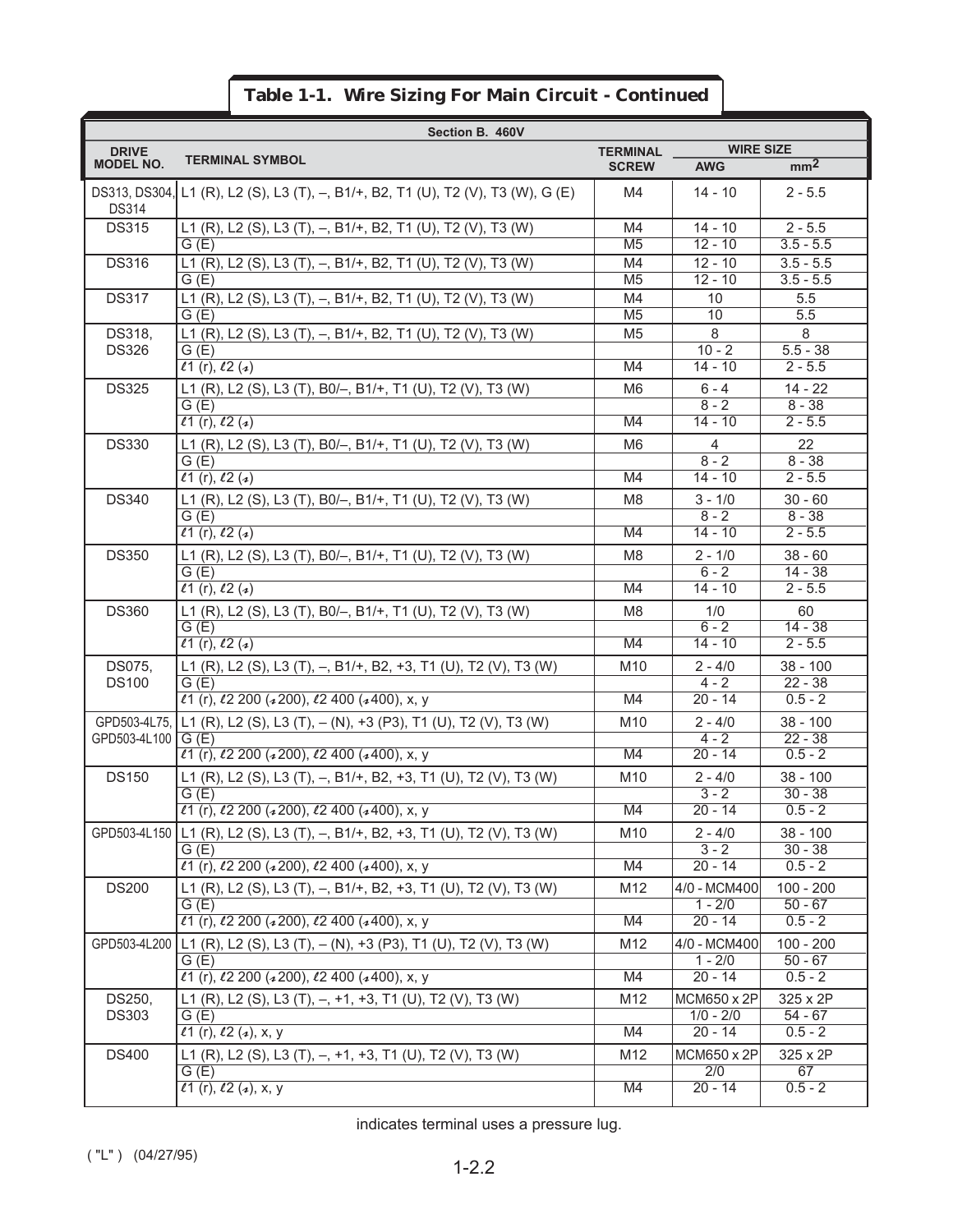# Table 1-1. Wire Sizing For Main Circuit - Continued

| Section B. 460V | | | | |
|---|---|---|---|---|
| DRIVE MODEL NO. | TERMINAL SYMBOL | TERMINAL SCREW | WIRE SIZE AWG | WIRE SIZE mm2 |
| DS313, DS304, DS314 | L1 (R), L2 (S), L3 (T), –, B1/+, B2, T1 (U), T2 (V), T3 (W), G (E) | M4 | 14 - 10 | 2 - 5.5 |
| DS315 | L1 (R), L2 (S), L3 (T), –, B1/+, B2, T1 (U), T2 (V), T3 (W) | M4 | 14 - 10 | 2 - 5.5 |
| | G (E) | M5 | 12 - 10 | 3.5 - 5.5 |
| DS316 | L1 (R), L2 (S), L3 (T), –, B1/+, B2, T1 (U), T2 (V), T3 (W) | M4 | 12 - 10 | 3.5 - 5.5 |
| | G (E) | M5 | 12 - 10 | 3.5 - 5.5 |
| DS317 | L1 (R), L2 (S), L3 (T), –, B1/+, B2, T1 (U), T2 (V), T3 (W) | M4 | 10 | 5.5 |
| | G (E) | M5 | 10 | 5.5 |
| DS318, DS326 | L1 (R), L2 (S), L3 (T), –, B1/+, B2, T1 (U), T2 (V), T3 (W) | M5 | 8 | 8 |
| | G (E) | | 10 - 2 | 5.5 - 38 |
| | ℓ1 (r), ℓ2 (s) | M4 | 14 - 10 | 2 - 5.5 |
| DS325 | L1 (R), L2 (S), L3 (T), B0/–, B1/+, T1 (U), T2 (V), T3 (W) | M6 | 6 - 4 | 14 - 22 |
| | G (E) | | 8 - 2 | 8 - 38 |
| | ℓ1 (r), ℓ2 (s) | M4 | 14 - 10 | 2 - 5.5 |
| DS330 | L1 (R), L2 (S), L3 (T), B0/–, B1/+, T1 (U), T2 (V), T3 (W) | M6 | 4 | 22 |
| | G (E) | | 8 - 2 | 8 - 38 |
| | ℓ1 (r), ℓ2 (s) | M4 | 14 - 10 | 2 - 5.5 |
| DS340 | L1 (R), L2 (S), L3 (T), B0/–, B1/+, T1 (U), T2 (V), T3 (W) | M8 | 3 - 1/0 | 30 - 60 |
| | G (E) | | 8 - 2 | 8 - 38 |
| | ℓ1 (r), ℓ2 (s) | M4 | 14 - 10 | 2 - 5.5 |
| DS350 | L1 (R), L2 (S), L3 (T), B0/–, B1/+, T1 (U), T2 (V), T3 (W) | M8 | 2 - 1/0 | 38 - 60 |
| | G (E) | | 6 - 2 | 14 - 38 |
| | ℓ1 (r), ℓ2 (s) | M4 | 14 - 10 | 2 - 5.5 |
| DS360 | L1 (R), L2 (S), L3 (T), B0/–, B1/+, T1 (U), T2 (V), T3 (W) | M8 | 1/0 | 60 |
| | G (E) | | 6 - 2 | 14 - 38 |
| | ℓ1 (r), ℓ2 (s) | M4 | 14 - 10 | 2 - 5.5 |
| DS075, DS100 | L1 (R), L2 (S), L3 (T), –, B1/+, B2, +3, T1 (U), T2 (V), T3 (W) | M10 | 2 - 4/0 | 38 - 100 |
| | G (E) | | 4 - 2 | 22 - 38 |
| | ℓ1 (r), ℓ2 200 (s200), ℓ2 400 (s400), x, y | M4 | 20 - 14 | 0.5 - 2 |
| GPD503-4L75, GPD503-4L100 | L1 (R), L2 (S), L3 (T), – (N), +3 (P3), T1 (U), T2 (V), T3 (W) | M10 | 2 - 4/0 | 38 - 100 |
| | G (E) | | 4 - 2 | 22 - 38 |
| | ℓ1 (r), ℓ2 200 (s200), ℓ2 400 (s400), x, y | M4 | 20 - 14 | 0.5 - 2 |
| DS150 | L1 (R), L2 (S), L3 (T), –, B1/+, B2, +3, T1 (U), T2 (V), T3 (W) | M10 | 2 - 4/0 | 38 - 100 |
| | G (E) | | 3 - 2 | 30 - 38 |
| | ℓ1 (r), ℓ2 200 (s200), ℓ2 400 (s400), x, y | M4 | 20 - 14 | 0.5 - 2 |
| GPD503-4L150 | L1 (R), L2 (S), L3 (T), –, B1/+, B2, +3, T1 (U), T2 (V), T3 (W) | M10 | 2 - 4/0 | 38 - 100 |
| | G (E) | | 3 - 2 | 30 - 38 |
| | ℓ1 (r), ℓ2 200 (s200), ℓ2 400 (s400), x, y | M4 | 20 - 14 | 0.5 - 2 |
| DS200 | L1 (R), L2 (S), L3 (T), –, B1/+, B2, +3, T1 (U), T2 (V), T3 (W) | M12 | 4/0 - MCM400 | 100 - 200 |
| | G (E) | | 1 - 2/0 | 50 - 67 |
| | ℓ1 (r), ℓ2 200 (s200), ℓ2 400 (s400), x, y | M4 | 20 - 14 | 0.5 - 2 |
| GPD503-4L200 | L1 (R), L2 (S), L3 (T), – (N), +3 (P3), T1 (U), T2 (V), T3 (W) | M12 | 4/0 - MCM400 | 100 - 200 |
| | G (E) | | 1 - 2/0 | 50 - 67 |
| | ℓ1 (r), ℓ2 200 (s200), ℓ2 400 (s400), x, y | M4 | 20 - 14 | 0.5 - 2 |
| DS250, DS303 | L1 (R), L2 (S), L3 (T), –, +1, +3, T1 (U), T2 (V), T3 (W) | M12 | MCM650 x 2P | 325 x 2P |
| | G (E) | | 1/0 - 2/0 | 54 - 67 |
| | ℓ1 (r), ℓ2 (s), x, y | M4 | 20 - 14 | 0.5 - 2 |
| DS400 | L1 (R), L2 (S), L3 (T), –, +1, +3, T1 (U), T2 (V), T3 (W) | M12 | MCM650 x 2P | 325 x 2P |
| | G (E) | | 2/0 | 67 |
| | ℓ1 (r), ℓ2 (s), x, y | M4 | 20 - 14 | 0.5 - 2 |

indicates terminal uses a pressure lug.

( "L" ) (04/27/95)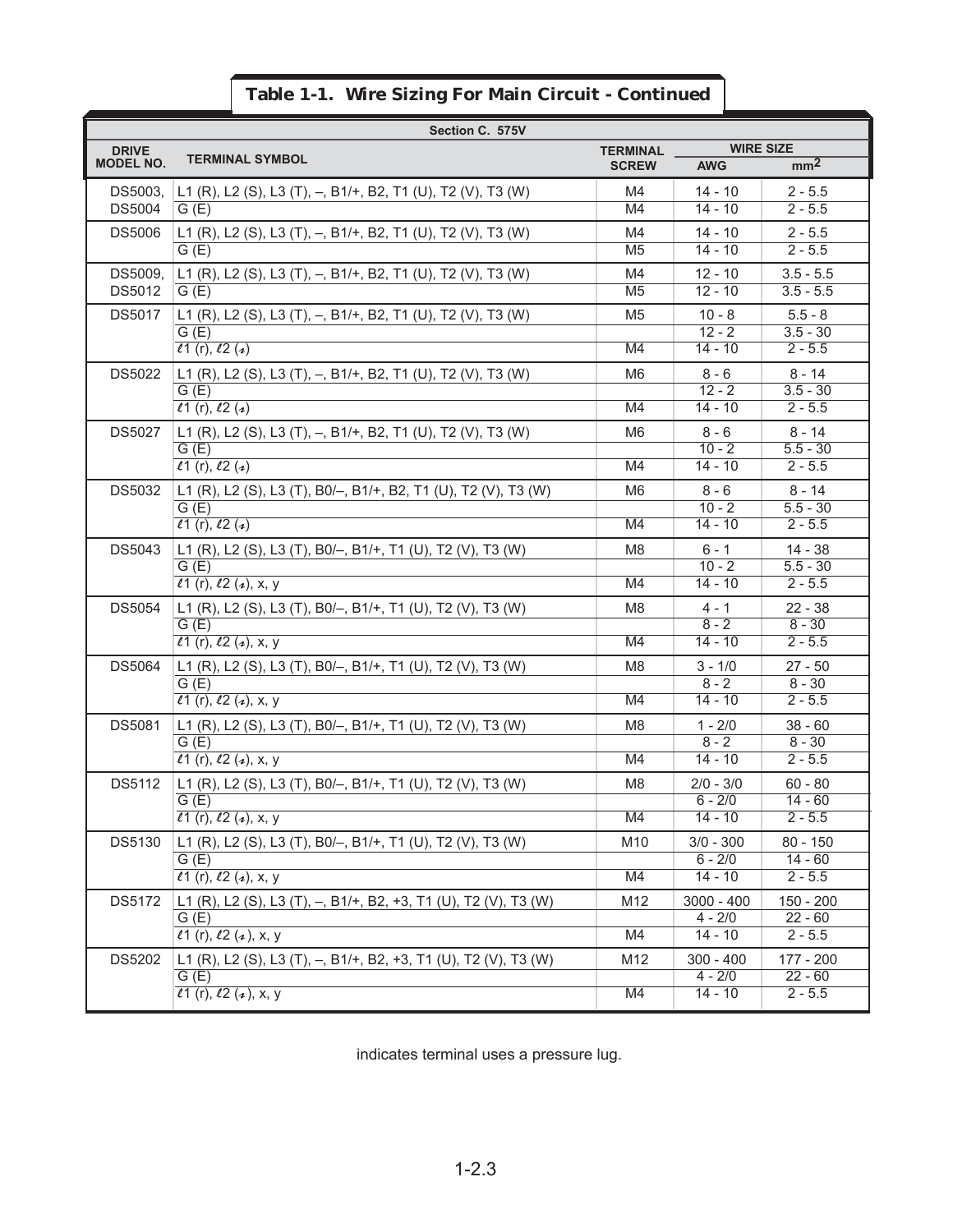## Table 1-1. Wire Sizing For Main Circuit - Continued

| Section C. 575V | | | | |
|---|---|---|---|---|
| DRIVE MODEL NO. | TERMINAL SYMBOL | TERMINAL SCREW | WIRE SIZE | |
| | | | AWG | mm² |
| DS5003, DS5004 | L1 (R), L2 (S), L3 (T), –, B1/+, B2, T1 (U), T2 (V), T3 (W) | M4 | 14 - 10 | 2 - 5.5 |
| | G (E) | M4 | 14 - 10 | 2 - 5.5 |
| DS5006 | L1 (R), L2 (S), L3 (T), –, B1/+, B2, T1 (U), T2 (V), T3 (W) | M4 | 14 - 10 | 2 - 5.5 |
| | G (E) | M5 | 14 - 10 | 2 - 5.5 |
| DS5009, DS5012 | L1 (R), L2 (S), L3 (T), –, B1/+, B2, T1 (U), T2 (V), T3 (W) | M4 | 12 - 10 | 3.5 - 5.5 |
| | G (E) | M5 | 12 - 10 | 3.5 - 5.5 |
| DS5017 | L1 (R), L2 (S), L3 (T), –, B1/+, B2, T1 (U), T2 (V), T3 (W) | M5 | 10 - 8 | 5.5 - 8 |
| | G (E) | | 12 - 2 | 3.5 - 30 |
| | ℓ1 (r), ℓ2 (ɂ) | M4 | 14 - 10 | 2 - 5.5 |
| DS5022 | L1 (R), L2 (S), L3 (T), –, B1/+, B2, T1 (U), T2 (V), T3 (W) | M6 | 8 - 6 | 8 - 14 |
| | G (E) | | 12 - 2 | 3.5 - 30 |
| | ℓ1 (r), ℓ2 (ɂ) | M4 | 14 - 10 | 2 - 5.5 |
| DS5027 | L1 (R), L2 (S), L3 (T), –, B1/+, B2, T1 (U), T2 (V), T3 (W) | M6 | 8 - 6 | 8 - 14 |
| | G (E) | | 10 - 2 | 5.5 - 30 |
| | ℓ1 (r), ℓ2 (ɂ) | M4 | 14 - 10 | 2 - 5.5 |
| DS5032 | L1 (R), L2 (S), L3 (T), B0/–, B1/+, B2, T1 (U), T2 (V), T3 (W) | M6 | 8 - 6 | 8 - 14 |
| | G (E) | | 10 - 2 | 5.5 - 30 |
| | ℓ1 (r), ℓ2 (ɂ) | M4 | 14 - 10 | 2 - 5.5 |
| DS5043 | L1 (R), L2 (S), L3 (T), B0/–, B1/+, T1 (U), T2 (V), T3 (W) | M8 | 6 - 1 | 14 - 38 |
| | G (E) | | 10 - 2 | 5.5 - 30 |
| | ℓ1 (r), ℓ2 (ɂ), x, y | M4 | 14 - 10 | 2 - 5.5 |
| DS5054 | L1 (R), L2 (S), L3 (T), B0/–, B1/+, T1 (U), T2 (V), T3 (W) | M8 | 4 - 1 | 22 - 38 |
| | G (E) | | 8 - 2 | 8 - 30 |
| | ℓ1 (r), ℓ2 (ɂ), x, y | M4 | 14 - 10 | 2 - 5.5 |
| DS5064 | L1 (R), L2 (S), L3 (T), B0/–, B1/+, T1 (U), T2 (V), T3 (W) | M8 | 3 - 1/0 | 27 - 50 |
| | G (E) | | 8 - 2 | 8 - 30 |
| | ℓ1 (r), ℓ2 (ɂ), x, y | M4 | 14 - 10 | 2 - 5.5 |
| DS5081 | L1 (R), L2 (S), L3 (T), B0/–, B1/+, T1 (U), T2 (V), T3 (W) | M8 | 1 - 2/0 | 38 - 60 |
| | G (E) | | 8 - 2 | 8 - 30 |
| | ℓ1 (r), ℓ2 (ɂ), x, y | M4 | 14 - 10 | 2 - 5.5 |
| DS5112 | L1 (R), L2 (S), L3 (T), B0/–, B1/+, T1 (U), T2 (V), T3 (W) | M8 | 2/0 - 3/0 | 60 - 80 |
| | G (E) | | 6 - 2/0 | 14 - 60 |
| | ℓ1 (r), ℓ2 (ɂ), x, y | M4 | 14 - 10 | 2 - 5.5 |
| DS5130 | L1 (R), L2 (S), L3 (T), B0/–, B1/+, T1 (U), T2 (V), T3 (W) | M10 | 3/0 - 300 | 80 - 150 |
| | G (E) | | 6 - 2/0 | 14 - 60 |
| | ℓ1 (r), ℓ2 (ɂ), x, y | M4 | 14 - 10 | 2 - 5.5 |
| DS5172 | L1 (R), L2 (S), L3 (T), –, B1/+, B2, +3, T1 (U), T2 (V), T3 (W) | M12 | 3000 - 400 | 150 - 200 |
| | G (E) | | 4 - 2/0 | 22 - 60 |
| | ℓ1 (r), ℓ2 (ɂ), x, y | M4 | 14 - 10 | 2 - 5.5 |
| DS5202 | L1 (R), L2 (S), L3 (T), –, B1/+, B2, +3, T1 (U), T2 (V), T3 (W) | M12 | 300 - 400 | 177 - 200 |
| | G (E) | | 4 - 2/0 | 22 - 60 |
| | ℓ1 (r), ℓ2 (ɂ), x, y | M4 | 14 - 10 | 2 - 5.5 |

indicates terminal uses a pressure lug.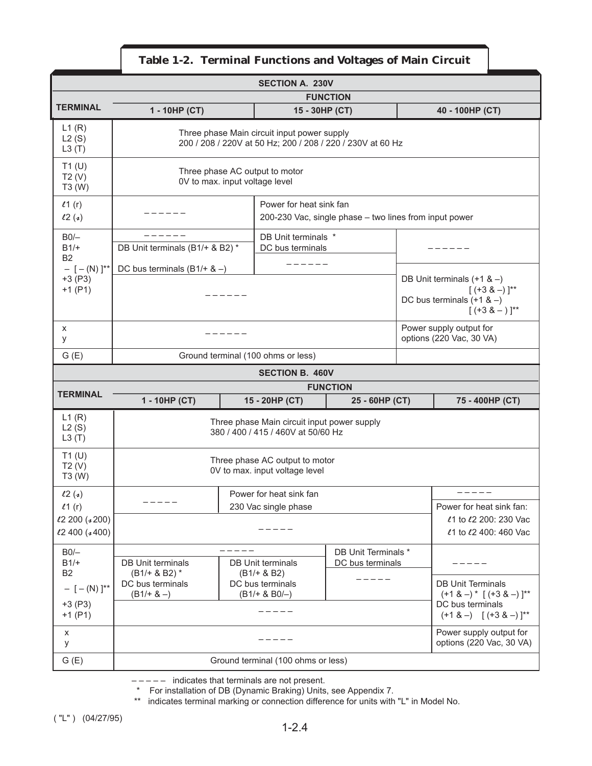## Table 1-2. Terminal Functions and Voltages of Main Circuit

**SECTION A. 230V**

| TERMINAL | FUNCTION 1 - 10HP (CT) | FUNCTION 15 - 30HP (CT) | FUNCTION 40 - 100HP (CT) |
|---|---|---|---|
| L1 (R) L2 (S) L3 (T) | Three phase Main circuit input power supply 200 / 208 / 220V at 50 Hz; 200 / 208 / 220 / 230V at 60 Hz | | |
| T1 (U) T2 (V) T3 (W) | Three phase AC output to motor 0V to max. input voltage level | | |
| ℓ1 (r) ℓ2 (ɹ) | – – – – – – | Power for heat sink fan 200-230 Vac, single phase – two lines from input power | |
| B0/– | – – – – – – | DB Unit terminals * DC bus terminals | – – – – – – |
| B1/+ B2 | DB Unit terminals (B1/+ & B2) * | | |
| – [ – (N) ]** | DC bus terminals (B1/+ & –) | – – – – – – | |
| +3 (P3) +1 (P1) | – – – – – – | | DB Unit terminals (+1 & –) [ (+3 & –) ]** DC bus terminals (+1 & –) [ (+3 & – ) ]** |
| x y | – – – – – – | | Power supply output for options (220 Vac, 30 VA) |
| G (E) | Ground terminal (100 ohms or less) | | |

**SECTION B. 460V**

| TERMINAL | FUNCTION 1 - 10HP (CT) | FUNCTION 15 - 20HP (CT) | FUNCTION 25 - 60HP (CT) | FUNCTION 75 - 400HP (CT) |
|---|---|---|---|---|
| L1 (R) L2 (S) L3 (T) | Three phase Main circuit input power supply 380 / 400 / 415 / 460V at 50/60 Hz | | | |
| T1 (U) T2 (V) T3 (W) | Three phase AC output to motor 0V to max. input voltage level | | | |
| ℓ2 (ɹ) ℓ1 (r) | – – – – – | Power for heat sink fan 230 Vac single phase | | – – – – – |
| ℓ2 200 (ɹ200) ℓ2 400 (ɹ400) | – – – – – | | | Power for heat sink fan: ℓ1 to ℓ2 200: 230 Vac ℓ1 to ℓ2 400: 460 Vac |
| B0/– | – – – – – | | DB Unit Terminals * DC bus terminals | – – – – – |
| B1/+ B2 – [ – (N) ]** | DB Unit terminals (B1/+ & B2) * DC bus terminals (B1/+ & –) | DB Unit terminals (B1/+ & B2) DC bus terminals (B1/+ & B0/–) | – – – – – | DB Unit Terminals (+1 & –) * [ (+3 & –) ]** DC bus terminals (+1 & –) [ (+3 & –) ]** |
| +3 (P3) +1 (P1) | – – – – – | | | |
| x y | – – – – – | | | Power supply output for options (220 Vac, 30 VA) |
| G (E) | Ground terminal (100 ohms or less) | | | |

– – – – – indicates that terminals are not present.

\* For installation of DB (Dynamic Braking) Units, see Appendix 7.

\*\* indicates terminal marking or connection difference for units with "L" in Model No.

( "L" ) (04/27/95)